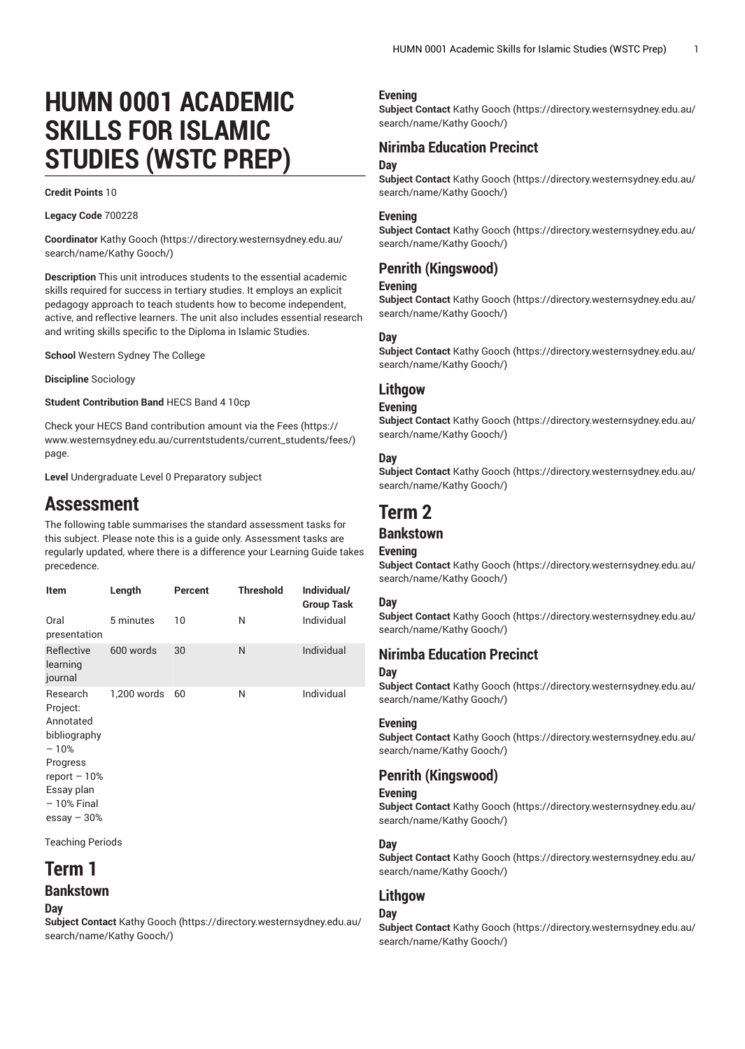# HUMN 0001 ACADEMIC SKILLS FOR ISLAMIC STUDIES (WSTC PREP)

**Credit Points** 10

**Legacy Code** 700228

**Coordinator** Kathy Gooch (https://directory.westernsydney.edu.au/search/name/Kathy Gooch/)

**Description** This unit introduces students to the essential academic skills required for success in tertiary studies. It employs an explicit pedagogy approach to teach students how to become independent, active, and reflective learners. The unit also includes essential research and writing skills specific to the Diploma in Islamic Studies.

**School** Western Sydney The College

**Discipline** Sociology

**Student Contribution Band** HECS Band 4 10cp

Check your HECS Band contribution amount via the Fees (https://www.westernsydney.edu.au/currentstudents/current_students/fees/) page.

**Level** Undergraduate Level 0 Preparatory subject

# Assessment

The following table summarises the standard assessment tasks for this subject. Please note this is a guide only. Assessment tasks are regularly updated, where there is a difference your Learning Guide takes precedence.

| Item | Length | Percent | Threshold | Individual/ Group Task |
| --- | --- | --- | --- | --- |
| Oral presentation | 5 minutes | 10 | N | Individual |
| Reflective learning journal | 600 words | 30 | N | Individual |
| Research Project: Annotated bibliography – 10% Progress report – 10% Essay plan – 10% Final essay – 30% | 1,200 words | 60 | N | Individual |

Teaching Periods

# Term 1

## Bankstown

### Day

**Subject Contact** Kathy Gooch (https://directory.westernsydney.edu.au/search/name/Kathy Gooch/)

### Evening

**Subject Contact** Kathy Gooch (https://directory.westernsydney.edu.au/search/name/Kathy Gooch/)

## Nirimba Education Precinct

### Day

**Subject Contact** Kathy Gooch (https://directory.westernsydney.edu.au/search/name/Kathy Gooch/)

### Evening

**Subject Contact** Kathy Gooch (https://directory.westernsydney.edu.au/search/name/Kathy Gooch/)

## Penrith (Kingswood)

### Evening

**Subject Contact** Kathy Gooch (https://directory.westernsydney.edu.au/search/name/Kathy Gooch/)

### Day

**Subject Contact** Kathy Gooch (https://directory.westernsydney.edu.au/search/name/Kathy Gooch/)

## Lithgow

### Evening

**Subject Contact** Kathy Gooch (https://directory.westernsydney.edu.au/search/name/Kathy Gooch/)

### Day

**Subject Contact** Kathy Gooch (https://directory.westernsydney.edu.au/search/name/Kathy Gooch/)

# Term 2

## Bankstown

### Evening

**Subject Contact** Kathy Gooch (https://directory.westernsydney.edu.au/search/name/Kathy Gooch/)

### Day

**Subject Contact** Kathy Gooch (https://directory.westernsydney.edu.au/search/name/Kathy Gooch/)

## Nirimba Education Precinct

### Day

**Subject Contact** Kathy Gooch (https://directory.westernsydney.edu.au/search/name/Kathy Gooch/)

### Evening

**Subject Contact** Kathy Gooch (https://directory.westernsydney.edu.au/search/name/Kathy Gooch/)

## Penrith (Kingswood)

### Evening

**Subject Contact** Kathy Gooch (https://directory.westernsydney.edu.au/search/name/Kathy Gooch/)

### Day

**Subject Contact** Kathy Gooch (https://directory.westernsydney.edu.au/search/name/Kathy Gooch/)

## Lithgow

### Day

**Subject Contact** Kathy Gooch (https://directory.westernsydney.edu.au/search/name/Kathy Gooch/)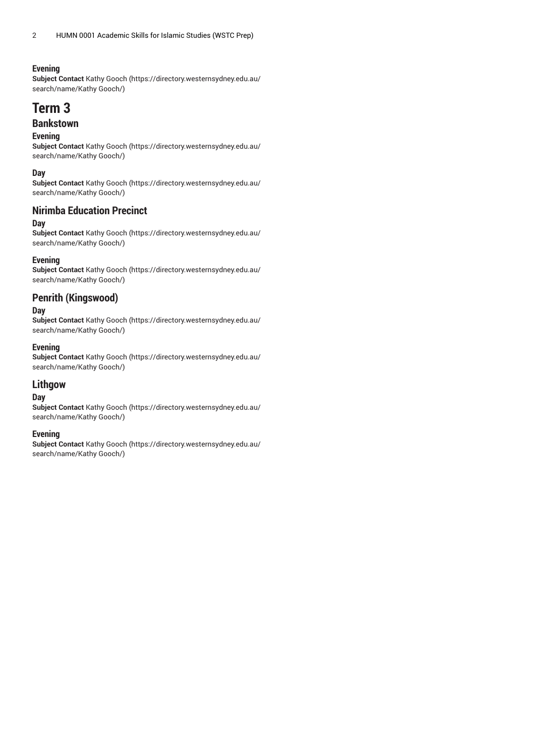#### Evening

**Subject Contact** Kathy Gooch (https://directory.westernsydney.edu.au/search/name/Kathy Gooch/)

## Term 3

### Bankstown

#### Evening

**Subject Contact** Kathy Gooch (https://directory.westernsydney.edu.au/search/name/Kathy Gooch/)

#### Day

**Subject Contact** Kathy Gooch (https://directory.westernsydney.edu.au/search/name/Kathy Gooch/)

### Nirimba Education Precinct

#### Day

**Subject Contact** Kathy Gooch (https://directory.westernsydney.edu.au/search/name/Kathy Gooch/)

#### Evening

**Subject Contact** Kathy Gooch (https://directory.westernsydney.edu.au/search/name/Kathy Gooch/)

### Penrith (Kingswood)

#### Day

**Subject Contact** Kathy Gooch (https://directory.westernsydney.edu.au/search/name/Kathy Gooch/)

#### Evening

**Subject Contact** Kathy Gooch (https://directory.westernsydney.edu.au/search/name/Kathy Gooch/)

### Lithgow

#### Day

**Subject Contact** Kathy Gooch (https://directory.westernsydney.edu.au/search/name/Kathy Gooch/)

#### Evening

**Subject Contact** Kathy Gooch (https://directory.westernsydney.edu.au/search/name/Kathy Gooch/)